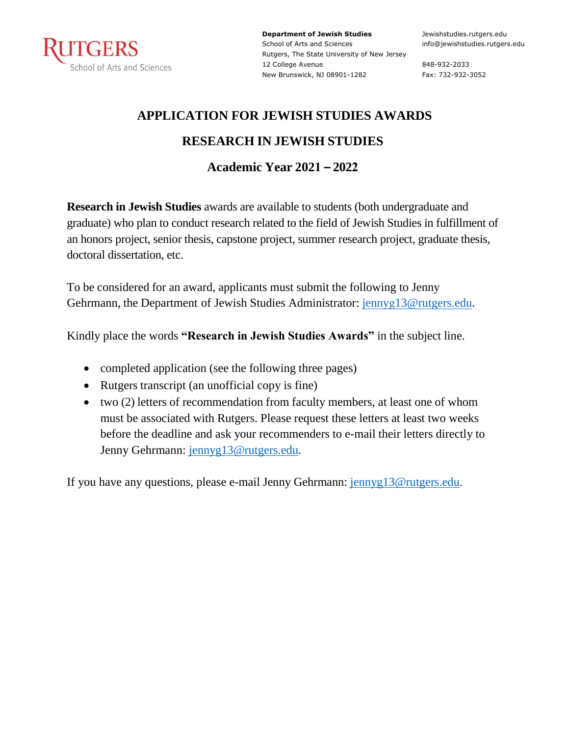RUTGERS
School of Arts and Sciences

**Department of Jewish Studies**
School of Arts and Sciences
Rutgers, The State University of New Jersey
12 College Avenue
New Brunswick, NJ 08901-1282

Jewishstudies.rutgers.edu
info@jewishstudies.rutgers.edu

848-932-2033
Fax: 732-932-3052

# APPLICATION FOR JEWISH STUDIES AWARDS

## RESEARCH IN JEWISH STUDIES

## Academic Year 2021 – 2022

**Research in Jewish Studies** awards are available to students (both undergraduate and graduate) who plan to conduct research related to the field of Jewish Studies in fulfillment of an honors project, senior thesis, capstone project, summer research project, graduate thesis, doctoral dissertation, etc.

To be considered for an award, applicants must submit the following to Jenny Gehrmann, the Department of Jewish Studies Administrator: jennyg13@rutgers.edu.

Kindly place the words **"Research in Jewish Studies Awards"** in the subject line.

- completed application (see the following three pages)
- Rutgers transcript (an unofficial copy is fine)
- two (2) letters of recommendation from faculty members, at least one of whom must be associated with Rutgers. Please request these letters at least two weeks before the deadline and ask your recommenders to e-mail their letters directly to Jenny Gehrmann: jennyg13@rutgers.edu.

If you have any questions, please e-mail Jenny Gehrmann: jennyg13@rutgers.edu.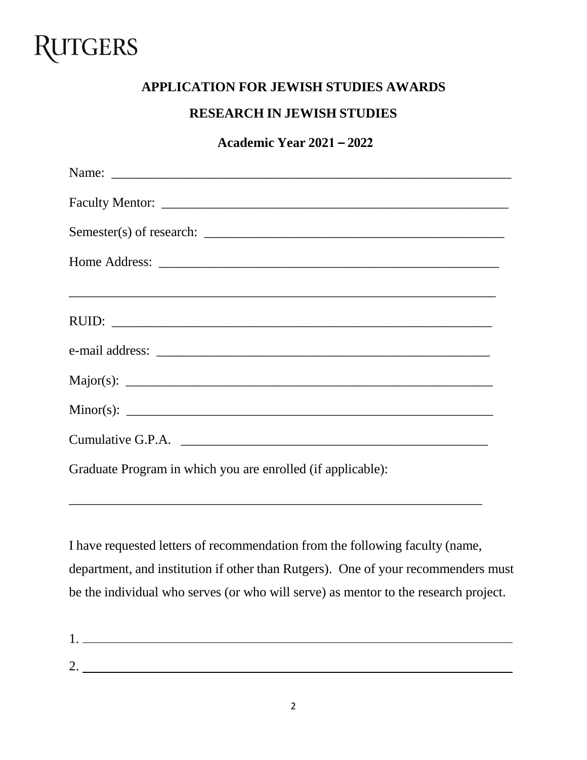RUTGERS

**APPLICATION FOR JEWISH STUDIES AWARDS**

**RESEARCH IN JEWISH STUDIES**

**Academic Year 2021 – 2022**

Name: _______________________________________________________________

Faculty Mentor: _______________________________________________________

Semester(s) of research: _________________________________________________

Home Address: _______________________________________________________

_________________________________________________________________

RUID: ___________________________________________________________

e-mail address: ______________________________________________________

Major(s): ________________________________________________________

Minor(s): ________________________________________________________

Cumulative G.P.A. ______________________________________________

Graduate Program in which you are enrolled (if applicable):

_________________________________________________________________

I have requested letters of recommendation from the following faculty (name, department, and institution if other than Rutgers). One of your recommenders must be the individual who serves (or who will serve) as mentor to the research project.

1. _______________________________________________________________

2. _______________________________________________________________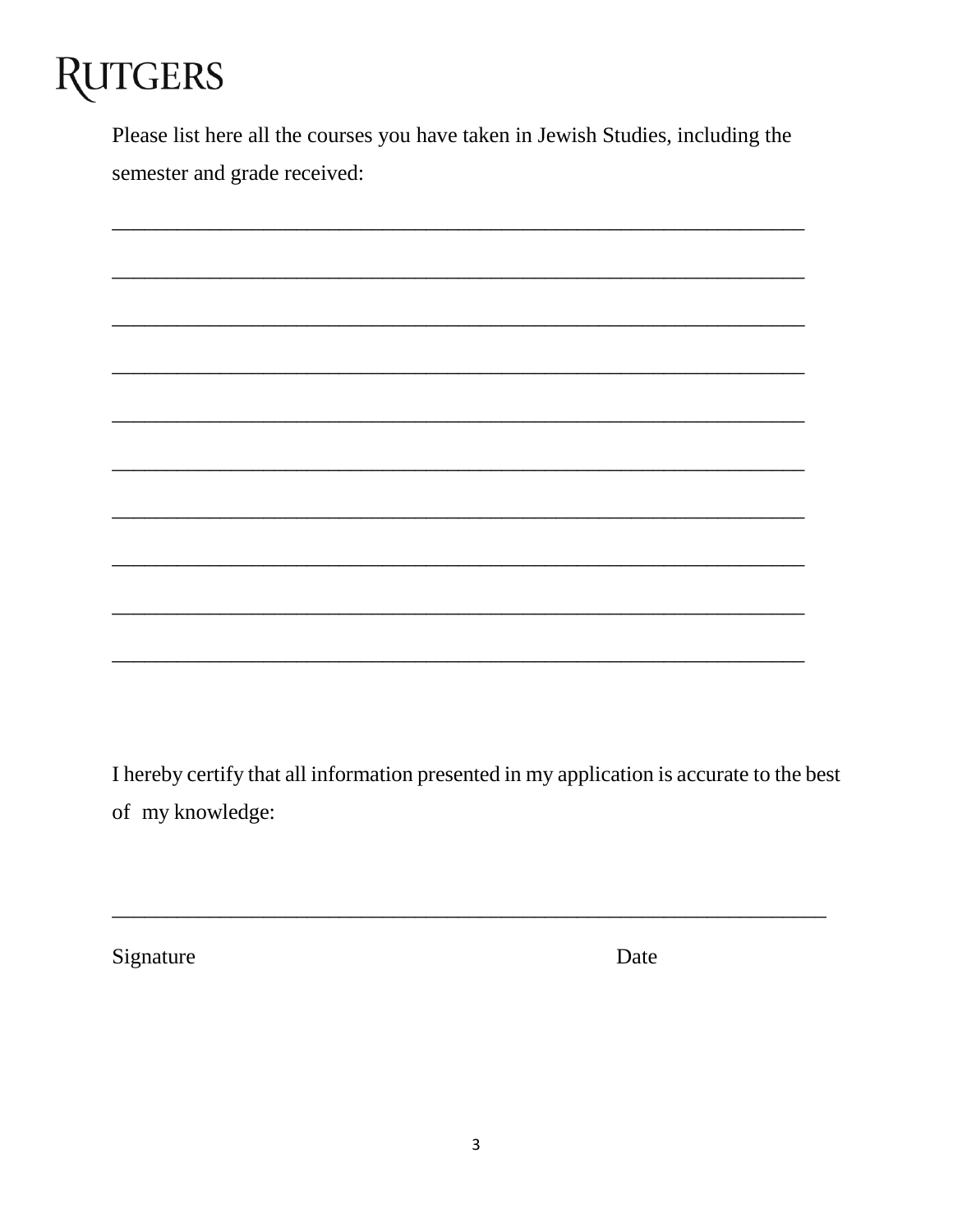**RUTGERS**

Please list here all the courses you have taken in Jewish Studies, including the semester and grade received:

_________________________________________________________________

_________________________________________________________________

_________________________________________________________________

_________________________________________________________________

_________________________________________________________________

_________________________________________________________________

_________________________________________________________________

_________________________________________________________________

_________________________________________________________________

_________________________________________________________________

I hereby certify that all information presented in my application is accurate to the best of my knowledge:

___________________________________________________________________

Signature                                                                 Date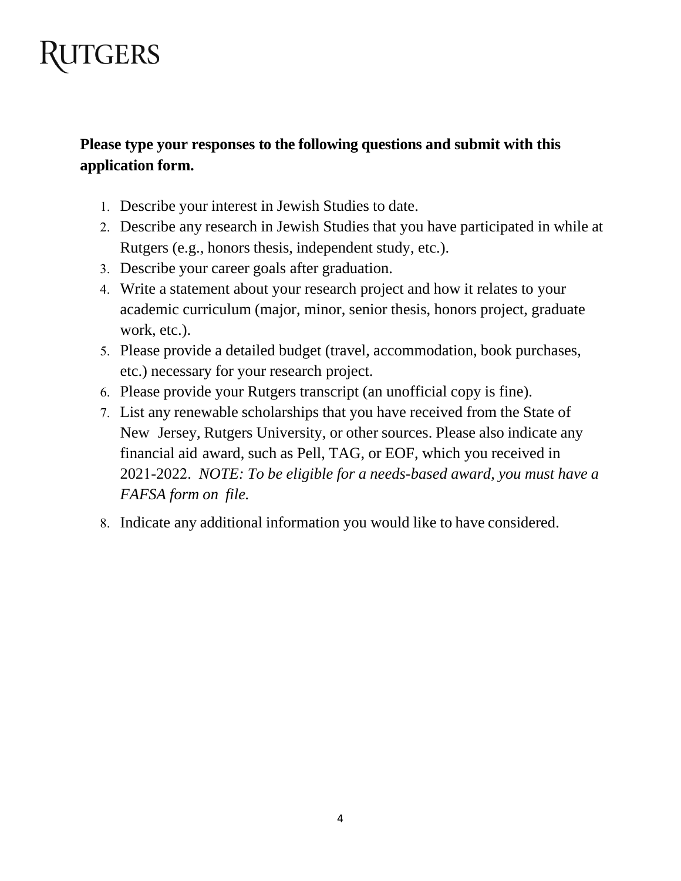RUTGERS

**Please type your responses to the following questions and submit with this application form.**

1. Describe your interest in Jewish Studies to date.
2. Describe any research in Jewish Studies that you have participated in while at Rutgers (e.g., honors thesis, independent study, etc.).
3. Describe your career goals after graduation.
4. Write a statement about your research project and how it relates to your academic curriculum (major, minor, senior thesis, honors project, graduate work, etc.).
5. Please provide a detailed budget (travel, accommodation, book purchases, etc.) necessary for your research project.
6. Please provide your Rutgers transcript (an unofficial copy is fine).
7. List any renewable scholarships that you have received from the State of New Jersey, Rutgers University, or other sources. Please also indicate any financial aid award, such as Pell, TAG, or EOF, which you received in 2021-2022. *NOTE: To be eligible for a needs-based award, you must have a FAFSA form on file.*
8. Indicate any additional information you would like to have considered.